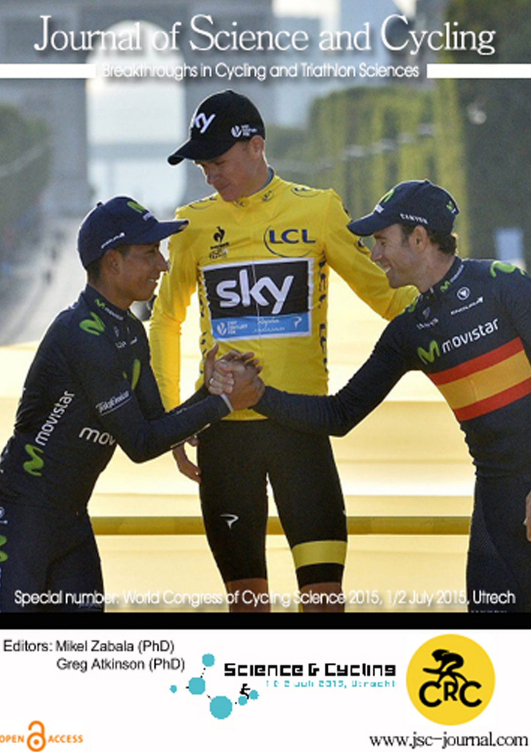# Journal of Science and Cycling

Breakthroughs in Cycling and Triathlon Sciences

Special number: World Congress of Cycling Science 2015, 1/2 July 2015, Utrech

Editors: Mikel Zabala (PhD)
Greg Atkinson (PhD)

Science & Cycling
1 & 2 juli 2015, Utrecht

CRC

OPEN ACCESS

www.jsc-journal.com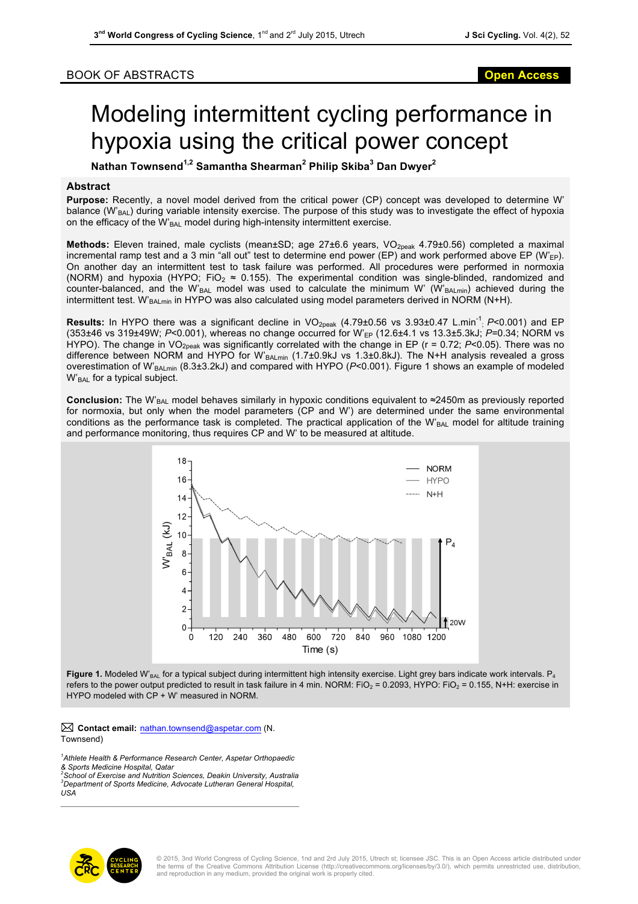BOOK OF ABSTRACTS

Open Access

# Modeling intermittent cycling performance in hypoxia using the critical power concept

**Nathan Townsend[1,2] Samantha Shearman[2] Philip Skiba[3] Dan Dwyer[2]**

## Abstract

**Purpose:** Recently, a novel model derived from the critical power (CP) concept was developed to determine W' balance ($W'_{BAL}$) during variable intensity exercise. The purpose of this study was to investigate the effect of hypoxia on the efficacy of the $W'_{BAL}$ model during high-intensity intermittent exercise.

**Methods:** Eleven trained, male cyclists (mean±SD; age 27±6.6 years, $VO_{2peak}$ 4.79±0.56) completed a maximal incremental ramp test and a 3 min "all out" test to determine end power (EP) and work performed above EP ($W'_{EP}$). On another day an intermittent test to task failure was performed. All procedures were performed in normoxia (NORM) and hypoxia (HYPO; $FiO_2 \approx 0.155$). The experimental condition was single-blinded, randomized and counter-balanced, and the $W'_{BAL}$ model was used to calculate the minimum W' ($W'_{BALmin}$) achieved during the intermittent test. $W'_{BALmin}$ in HYPO was also calculated using model parameters derived in NORM (N+H).

**Results:** In HYPO there was a significant decline in $VO_{2peak}$ (4.79±0.56 vs 3.93±0.47 $L.min^{-1}$; $P<0.001$) and EP (353±46 vs 319±49W; $P<0.001$), whereas no change occurred for $W'_{EP}$ (12.6±4.1 vs 13.3±5.3kJ; $P=0.34$; NORM vs HYPO). The change in $VO_{2peak}$ was significantly correlated with the change in EP ($r = 0.72$; $P<0.05$). There was no difference between NORM and HYPO for $W'_{BALmin}$ (1.7±0.9kJ vs 1.3±0.8kJ). The N+H analysis revealed a gross overestimation of $W'_{BALmin}$ (8.3±3.2kJ) and compared with HYPO ($P<0.001$). Figure 1 shows an example of modeled $W'_{BAL}$ for a typical subject.

**Conclusion:** The $W'_{BAL}$ model behaves similarly in hypoxic conditions equivalent to ≈2450m as previously reported for normoxia, but only when the model parameters (CP and W') are determined under the same environmental conditions as the performance task is completed. The practical application of the $W'_{BAL}$ model for altitude training and performance monitoring, thus requires CP and W' to be measured at altitude.

$W'_{BAL}$ (kJ)
18
16
14
12
10
8
6
4
2
0
0 120 240 360 480 600 720 840 960 1080 1200
Time (s)
NORM
HYPO
N+H
$P_4$
20W

**Figure 1.** Modeled $W'_{BAL}$ for a typical subject during intermittent high intensity exercise. Light grey bars indicate work intervals. $P_4$ refers to the power output predicted to result in task failure in 4 min. NORM: $FiO_2$ = 0.2093, HYPO: $FiO_2$ = 0.155, N+H: exercise in HYPO modeled with CP + W' measured in NORM.

✉ **Contact email:** nathan.townsend@aspetar.com (N. Townsend)

[1] Athlete Health & Performance Research Center, Aspetar Orthopaedic & Sports Medicine Hospital, Qatar
[2] School of Exercise and Nutrition Sciences, Deakin University, Australia
[3] Department of Sports Medicine, Advocate Lutheran General Hospital, USA

© 2015, 3nd World Congress of Cycling Science, 1nd and 2rd July 2015, Utrech st; licensee JSC. This is an Open Access article distributed under the terms of the Creative Commons Attribution License (http://creativecommons.org/licenses/by/3.0/), which permits unrestricted use, distribution, and reproduction in any medium, provided the original work is properly cited.